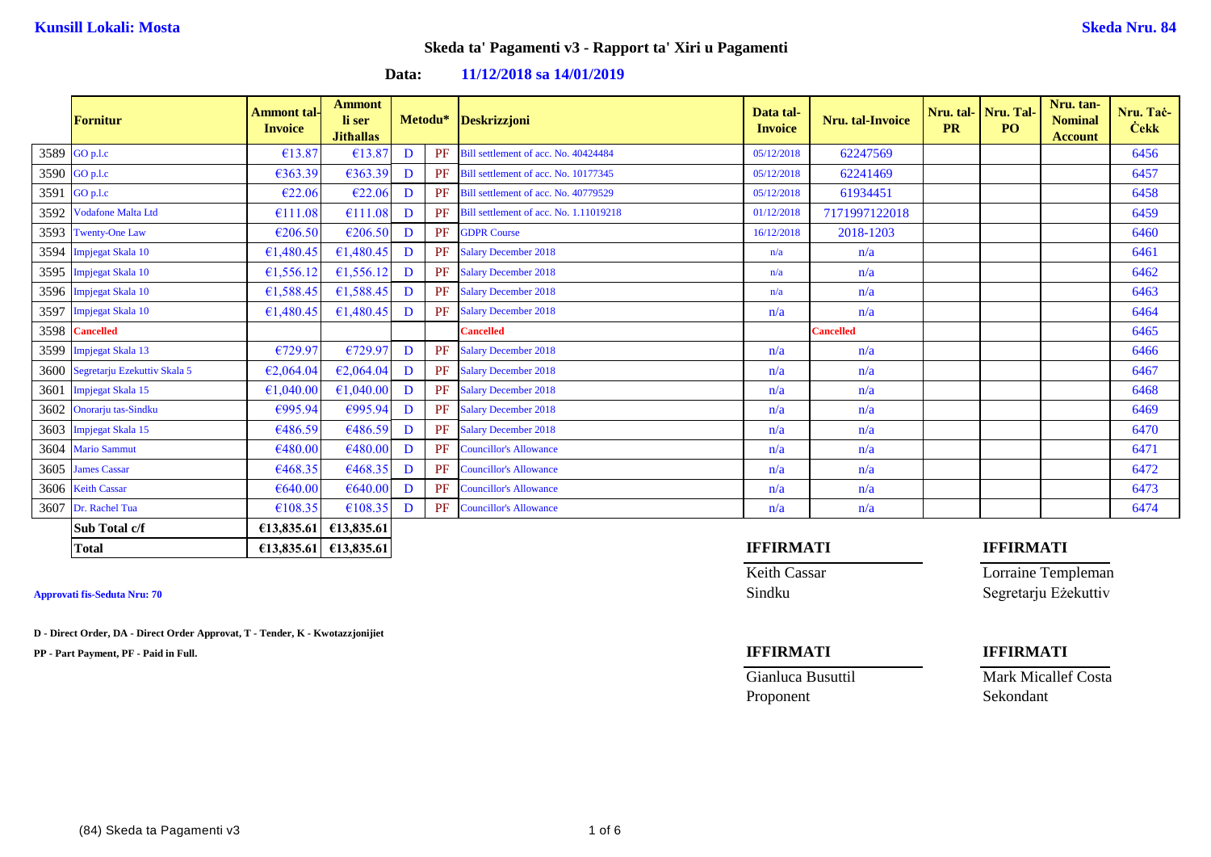**Kunsill Lokali: Mosta** | **Skeda Nru. 84**

## Skeda ta' Pagamenti v3 - Rapport ta' Xiri u Pagamenti

**Data: 11/12/2018 sa 14/01/2019**

| | Fornitur | Ammont tal-Invoice | Ammont li ser Jithallas | Metodu* | | Deskrizzjoni | Data tal-Invoice | Nru. tal-Invoice | Nru. tal-PR | Nru. Tal-PO | Nru. tan-Nominal Account | Nru. Taċ-Ċekk |
|---|---|---|---|---|---|---|---|---|---|---|---|---|
| 3589 | GO p.l.c | €13.87 | €13.87 | D | PF | Bill settlement of acc. No. 40424484 | 05/12/2018 | 62247569 | | | | 6456 |
| 3590 | GO p.l.c | €363.39 | €363.39 | D | PF | Bill settlement of acc. No. 10177345 | 05/12/2018 | 62241469 | | | | 6457 |
| 3591 | GO p.l.c | €22.06 | €22.06 | D | PF | Bill settlement of acc. No. 40779529 | 05/12/2018 | 61934451 | | | | 6458 |
| 3592 | Vodafone Malta Ltd | €111.08 | €111.08 | D | PF | Bill settlement of acc. No. 1.11019218 | 01/12/2018 | 7171997122018 | | | | 6459 |
| 3593 | Twenty-One Law | €206.50 | €206.50 | D | PF | GDPR Course | 16/12/2018 | 2018-1203 | | | | 6460 |
| 3594 | Impjegat Skala 10 | €1,480.45 | €1,480.45 | D | PF | Salary December 2018 | n/a | n/a | | | | 6461 |
| 3595 | Impjegat Skala 10 | €1,556.12 | €1,556.12 | D | PF | Salary December 2018 | n/a | n/a | | | | 6462 |
| 3596 | Impjegat Skala 10 | €1,588.45 | €1,588.45 | D | PF | Salary December 2018 | n/a | n/a | | | | 6463 |
| 3597 | Impjegat Skala 10 | €1,480.45 | €1,480.45 | D | PF | Salary December 2018 | n/a | n/a | | | | 6464 |
| 3598 | Cancelled | | | | | Cancelled | | Cancelled | | | | 6465 |
| 3599 | Impjegat Skala 13 | €729.97 | €729.97 | D | PF | Salary December 2018 | n/a | n/a | | | | 6466 |
| 3600 | Segretarju Ezekuttiv Skala 5 | €2,064.04 | €2,064.04 | D | PF | Salary December 2018 | n/a | n/a | | | | 6467 |
| 3601 | Impjegat Skala 15 | €1,040.00 | €1,040.00 | D | PF | Salary December 2018 | n/a | n/a | | | | 6468 |
| 3602 | Onorarju tas-Sindku | €995.94 | €995.94 | D | PF | Salary December 2018 | n/a | n/a | | | | 6469 |
| 3603 | Impjegat Skala 15 | €486.59 | €486.59 | D | PF | Salary December 2018 | n/a | n/a | | | | 6470 |
| 3604 | Mario Sammut | €480.00 | €480.00 | D | PF | Councillor's Allowance | n/a | n/a | | | | 6471 |
| 3605 | James Cassar | €468.35 | €468.35 | D | PF | Councillor's Allowance | n/a | n/a | | | | 6472 |
| 3606 | Keith Cassar | €640.00 | €640.00 | D | PF | Councillor's Allowance | n/a | n/a | | | | 6473 |
| 3607 | Dr. Rachel Tua | €108.35 | €108.35 | D | PF | Councillor's Allowance | n/a | n/a | | | | 6474 |
| | **Sub Total c/f** | **€13,835.61** | **€13,835.61** | | | | | | | | | |
| | **Total** | **€13,835.61** | **€13,835.61** | | | | | | | | | |

**Approvati fis-Seduta Nru: 70**

**D - Direct Order, DA - Direct Order Approvat, T - Tender, K - Kwotazzjonijiet**

**PP - Part Payment, PF - Paid in Full.**

**IFFIRMATI**

Keith Cassar
Sindku

**IFFIRMATI**

Lorraine Templeman
Segretarju Eżekuttiv

**IFFIRMATI**

Gianluca Busuttil
Proponent

**IFFIRMATI**

Mark Micallef Costa
Sekondant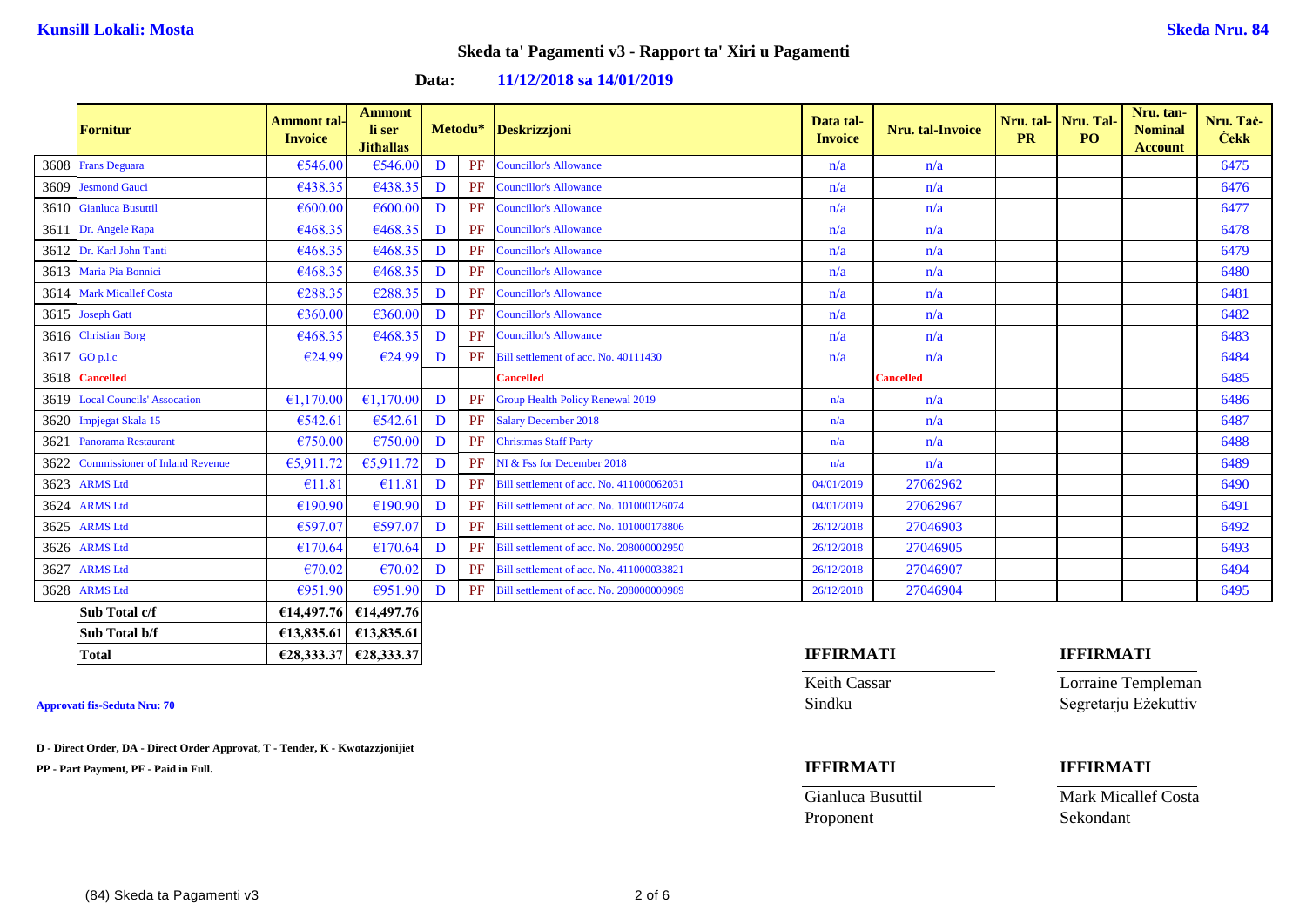**Kunsill Lokali: Mosta** **Skeda Nru. 84**

## Skeda ta' Pagamenti v3 - Rapport ta' Xiri u Pagamenti

**Data: 11/12/2018 sa 14/01/2019**

| | Fornitur | Ammont tal-Invoice | Ammont li ser Jithallas | Metodu* | | Deskrizzjoni | Data tal-Invoice | Nru. tal-Invoice | Nru. tal-PR | Nru. Tal-PO | Nru. tan-Nominal Account | Nru. Taċ-Ċekk |
|---|---|---|---|---|---|---|---|---|---|---|---|---|
| 3608 | Frans Deguara | €546.00 | €546.00 | D | PF | Councillor's Allowance | n/a | n/a | | | | 6475 |
| 3609 | Jesmond Gauci | €438.35 | €438.35 | D | PF | Councillor's Allowance | n/a | n/a | | | | 6476 |
| 3610 | Gianluca Busuttil | €600.00 | €600.00 | D | PF | Councillor's Allowance | n/a | n/a | | | | 6477 |
| 3611 | Dr. Angele Rapa | €468.35 | €468.35 | D | PF | Councillor's Allowance | n/a | n/a | | | | 6478 |
| 3612 | Dr. Karl John Tanti | €468.35 | €468.35 | D | PF | Councillor's Allowance | n/a | n/a | | | | 6479 |
| 3613 | Maria Pia Bonnici | €468.35 | €468.35 | D | PF | Councillor's Allowance | n/a | n/a | | | | 6480 |
| 3614 | Mark Micallef Costa | €288.35 | €288.35 | D | PF | Councillor's Allowance | n/a | n/a | | | | 6481 |
| 3615 | Joseph Gatt | €360.00 | €360.00 | D | PF | Councillor's Allowance | n/a | n/a | | | | 6482 |
| 3616 | Christian Borg | €468.35 | €468.35 | D | PF | Councillor's Allowance | n/a | n/a | | | | 6483 |
| 3617 | GO p.l.c | €24.99 | €24.99 | D | PF | Bill settlement of acc. No. 40111430 | n/a | n/a | | | | 6484 |
| 3618 | **Cancelled** | | | | | **Cancelled** | | **Cancelled** | | | | 6485 |
| 3619 | Local Councils' Assocation | €1,170.00 | €1,170.00 | D | PF | Group Health Policy Renewal 2019 | n/a | n/a | | | | 6486 |
| 3620 | Impjegat Skala 15 | €542.61 | €542.61 | D | PF | Salary December 2018 | n/a | n/a | | | | 6487 |
| 3621 | Panorama Restaurant | €750.00 | €750.00 | D | PF | Christmas Staff Party | n/a | n/a | | | | 6488 |
| 3622 | Commissioner of Inland Revenue | €5,911.72 | €5,911.72 | D | PF | NI & Fss for December 2018 | n/a | n/a | | | | 6489 |
| 3623 | ARMS Ltd | €11.81 | €11.81 | D | PF | Bill settlement of acc. No. 411000062031 | 04/01/2019 | 27062962 | | | | 6490 |
| 3624 | ARMS Ltd | €190.90 | €190.90 | D | PF | Bill settlement of acc. No. 101000126074 | 04/01/2019 | 27062967 | | | | 6491 |
| 3625 | ARMS Ltd | €597.07 | €597.07 | D | PF | Bill settlement of acc. No. 101000178806 | 26/12/2018 | 27046903 | | | | 6492 |
| 3626 | ARMS Ltd | €170.64 | €170.64 | D | PF | Bill settlement of acc. No. 208000002950 | 26/12/2018 | 27046905 | | | | 6493 |
| 3627 | ARMS Ltd | €70.02 | €70.02 | D | PF | Bill settlement of acc. No. 411000033821 | 26/12/2018 | 27046907 | | | | 6494 |
| 3628 | ARMS Ltd | €951.90 | €951.90 | D | PF | Bill settlement of acc. No. 208000000989 | 26/12/2018 | 27046904 | | | | 6495 |
| | **Sub Total c/f** | **€14,497.76** | **€14,497.76** | | | | | | | | | |
| | **Sub Total b/f** | **€13,835.61** | **€13,835.61** | | | | | | | | | |
| | **Total** | **€28,333.37** | **€28,333.37** | | | | | | | | | |

**IFFIRMATI**

Keith Cassar
Sindku

**IFFIRMATI**

Lorraine Templeman
Segretarju Eżekuttiv

**Approvati fis-Seduta Nru: 70**

**D - Direct Order, DA - Direct Order Approvat, T - Tender, K - Kwotazzjonijiet**

**PP - Part Payment, PF - Paid in Full.**

**IFFIRMATI**

Gianluca Busuttil
Proponent

**IFFIRMATI**

Mark Micallef Costa
Sekondant

(84) Skeda ta Pagamenti v3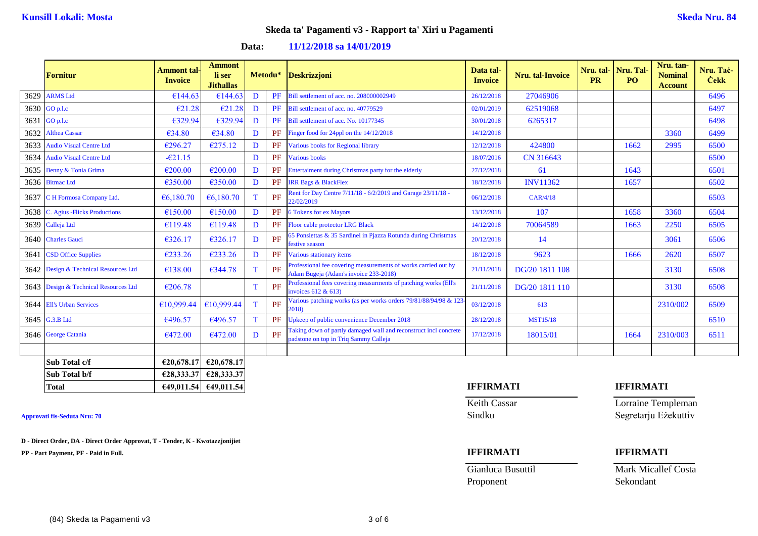**Kunsill Lokali: Mosta** **Skeda Nru. 84**

## Skeda ta' Pagamenti v3 - Rapport ta' Xiri u Pagamenti

**Data: 11/12/2018 sa 14/01/2019**

| | Fornitur | Ammont tal-Invoice | Ammont li ser Jithallas | Metodu* | | Deskrizzjoni | Data tal-Invoice | Nru. tal-Invoice | Nru. tal-PR | Nru. Tal-PO | Nru. tan-Nominal Account | Nru. Taċ-Ċekk |
|---|---|---|---|---|---|---|---|---|---|---|---|---|
| 3629 | ARMS Ltd | €144.63 | €144.63 | D | PF | Bill settlement of acc. no. 208000002949 | 26/12/2018 | 27046906 | | | | 6496 |
| 3630 | GO p.l.c | €21.28 | €21.28 | D | PF | Bill settlement of acc. no. 40779529 | 02/01/2019 | 62519068 | | | | 6497 |
| 3631 | GO p.l.c | €329.94 | €329.94 | D | PF | Bill settlement of acc. No. 10177345 | 30/01/2018 | 6265317 | | | | 6498 |
| 3632 | Althea Cassar | €34.80 | €34.80 | D | PF | Finger food for 24ppl on the 14/12/2018 | 14/12/2018 | | | | 3360 | 6499 |
| 3633 | Audio Visual Centre Ltd | €296.27 | €275.12 | D | PF | Various books for Regional library | 12/12/2018 | 424800 | | 1662 | 2995 | 6500 |
| 3634 | Audio Visual Centre Ltd | -€21.15 | | D | PF | Various books | 18/07/2016 | CN 316643 | | | | 6500 |
| 3635 | Benny & Tonia Grima | €200.00 | €200.00 | D | PF | Entertaiment during Christmas party for the elderly | 27/12/2018 | 61 | | 1643 | | 6501 |
| 3636 | Bitmac Ltd | €350.00 | €350.00 | D | PF | IRR Bags & BlackFlex | 18/12/2018 | INV11362 | | 1657 | | 6502 |
| 3637 | C H Formosa Company Ltd. | €6,180.70 | €6,180.70 | T | PF | Rent for Day Centre 7/11/18 - 6/2/2019 and Garage 23/11/18 - 22/02/2019 | 06/12/2018 | CAR/4/18 | | | | 6503 |
| 3638 | C. Agius -Flicks Productions | €150.00 | €150.00 | D | PF | 6 Tokens for ex Mayors | 13/12/2018 | 107 | | 1658 | 3360 | 6504 |
| 3639 | Calleja Ltd | €119.48 | €119.48 | D | PF | Floor cable protector LRG Black | 14/12/2018 | 70064589 | | 1663 | 2250 | 6505 |
| 3640 | Charles Gauci | €326.17 | €326.17 | D | PF | 65 Ponsiettas & 35 Sardinel in Pjazza Rotunda during Christmas festive season | 20/12/2018 | 14 | | | 3061 | 6506 |
| 3641 | CSD Office Supplies | €233.26 | €233.26 | D | PF | Various stationary items | 18/12/2018 | 9623 | | 1666 | 2620 | 6507 |
| 3642 | Design & Technical Resources Ltd | €138.00 | €344.78 | T | PF | Professional fee covering measurements of works carried out by Adam Bugeja (Adam's invoice 233-2018) | 21/11/2018 | DG/20 1811 108 | | | 3130 | 6508 |
| 3643 | Design & Technical Resources Ltd | €206.78 | | T | PF | Professional fees covering measurments of patching works (Ell's invoices 612 & 613) | 21/11/2018 | DG/20 1811 110 | | | 3130 | 6508 |
| 3644 | Ell's Urban Services | €10,999.44 | €10,999.44 | T | PF | Various patching works (as per works orders 79/81/88/94/98 & 123-2018) | 03/12/2018 | 613 | | | 2310/002 | 6509 |
| 3645 | G.3.B Ltd | €496.57 | €496.57 | T | PF | Upkeep of public convenience December 2018 | 28/12/2018 | MST15/18 | | | | 6510 |
| 3646 | George Catania | €472.00 | €472.00 | D | PF | Taking down of partly damaged wall and reconstruct incl concrete padstone on top in Triq Sammy Calleja | 17/12/2018 | 18015/01 | | 1664 | 2310/003 | 6511 |

| | | |
|---|---|---|
| **Sub Total c/f** | **€20,678.17** | **€20,678.17** |
| **Sub Total b/f** | **€28,333.37** | **€28,333.37** |
| **Total** | **€49,011.54** | **€49,011.54** |

**Approvati fis-Seduta Nru: 70**

**D - Direct Order, DA - Direct Order Approval, T - Tender, K - Kwotazzjonijiet**

**PP - Part Payment, PF - Paid in Full.**

**IFFIRMATI**

Keith Cassar
Sindku

**IFFIRMATI**

Lorraine Templeman
Segretarju Eżekuttiv

**IFFIRMATI**

Gianluca Busuttil
Proponent

**IFFIRMATI**

Mark Micallef Costa
Sekondant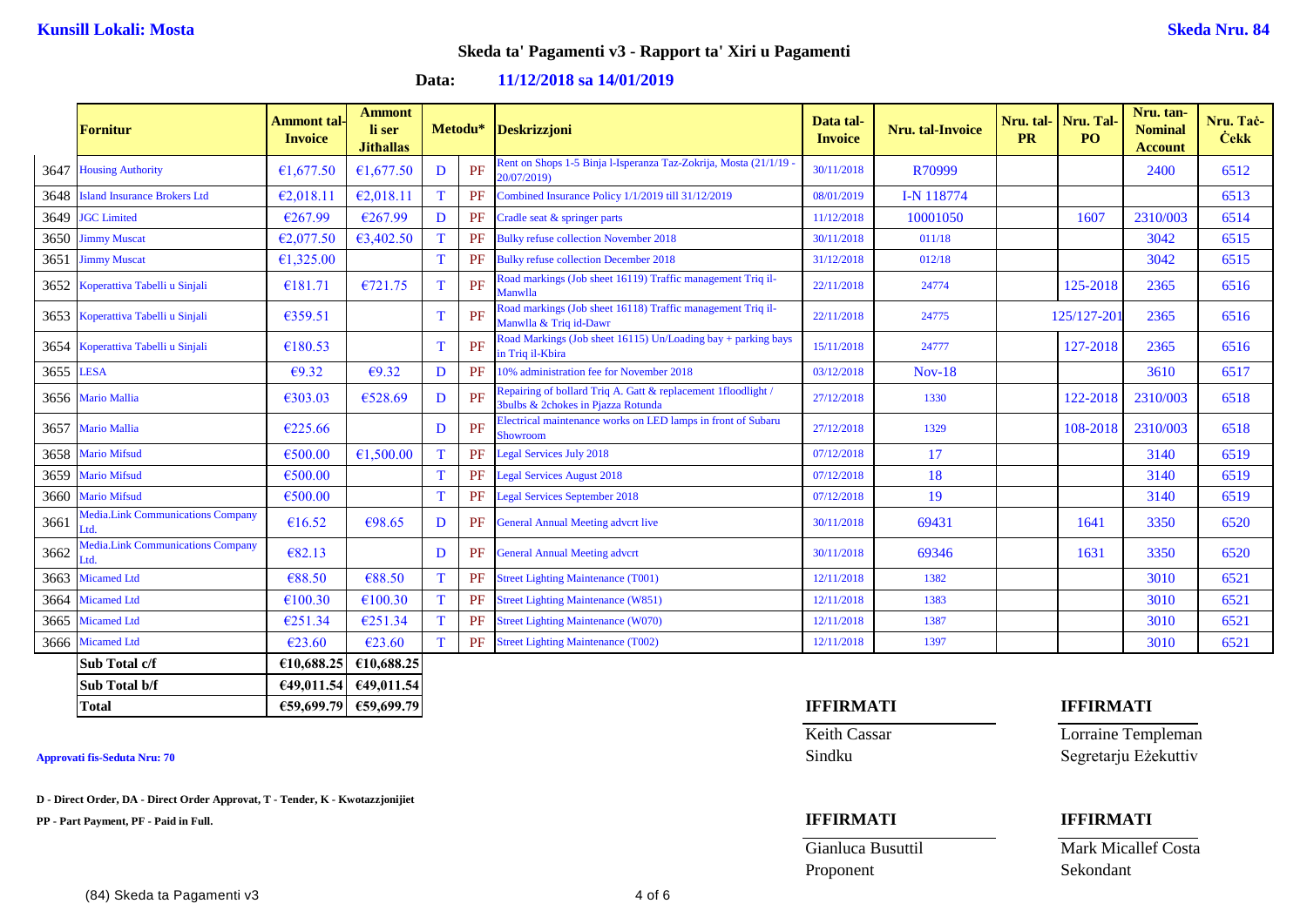**Kunsill Lokali: Mosta** **Skeda Nru. 84**

## Skeda ta' Pagamenti v3 - Rapport ta' Xiri u Pagamenti

**Data: 11/12/2018 sa 14/01/2019**

| | Fornitur | Ammont tal-Invoice | Ammont li ser Jithallas | Metodu* | | Deskrizzjoni | Data tal-Invoice | Nru. tal-Invoice | Nru. tal-PR | Nru. Tal-PO | Nru. tan-Nominal Account | Nru. Taċ-Ċekk |
|---|---|---|---|---|---|---|---|---|---|---|---|---|
| 3647 | Housing Authority | €1,677.50 | €1,677.50 | D | PF | Rent on Shops 1-5 Binja l-Isperanza Taz-Zokrija, Mosta (21/1/19 - 20/07/2019) | 30/11/2018 | R70999 | | | 2400 | 6512 |
| 3648 | Island Insurance Brokers Ltd | €2,018.11 | €2,018.11 | T | PF | Combined Insurance Policy 1/1/2019 till 31/12/2019 | 08/01/2019 | I-N 118774 | | | | 6513 |
| 3649 | JGC Limited | €267.99 | €267.99 | D | PF | Cradle seat & springer parts | 11/12/2018 | 10001050 | | 1607 | 2310/003 | 6514 |
| 3650 | Jimmy Muscat | €2,077.50 | €3,402.50 | T | PF | Bulky refuse collection November 2018 | 30/11/2018 | 011/18 | | | 3042 | 6515 |
| 3651 | Jimmy Muscat | €1,325.00 | | T | PF | Bulky refuse collection December 2018 | 31/12/2018 | 012/18 | | | 3042 | 6515 |
| 3652 | Koperattiva Tabelli u Sinjali | €181.71 | €721.75 | T | PF | Road markings (Job sheet 16119) Traffic management Triq il-Manwlla | 22/11/2018 | 24774 | | 125-2018 | 2365 | 6516 |
| 3653 | Koperattiva Tabelli u Sinjali | €359.51 | | T | PF | Road markings (Job sheet 16118) Traffic management Triq il-Manwlla & Triq id-Dawr | 22/11/2018 | 24775 | | 125/127-201 | 2365 | 6516 |
| 3654 | Koperattiva Tabelli u Sinjali | €180.53 | | T | PF | Road Markings (Job sheet 16115) Un/Loading bay + parking bays in Triq il-Kbira | 15/11/2018 | 24777 | | 127-2018 | 2365 | 6516 |
| 3655 | LESA | €9.32 | €9.32 | D | PF | 10% administration fee for November 2018 | 03/12/2018 | Nov-18 | | | 3610 | 6517 |
| 3656 | Mario Mallia | €303.03 | €528.69 | D | PF | Repairing of bollard Triq A. Gatt & replacement 1floodlight / 3bulbs & 2chokes in Pjazza Rotunda | 27/12/2018 | 1330 | | 122-2018 | 2310/003 | 6518 |
| 3657 | Mario Mallia | €225.66 | | D | PF | Electrical maintenance works on LED lamps in front of Subaru Showroom | 27/12/2018 | 1329 | | 108-2018 | 2310/003 | 6518 |
| 3658 | Mario Mifsud | €500.00 | €1,500.00 | T | PF | Legal Services July 2018 | 07/12/2018 | 17 | | | 3140 | 6519 |
| 3659 | Mario Mifsud | €500.00 | | T | PF | Legal Services August 2018 | 07/12/2018 | 18 | | | 3140 | 6519 |
| 3660 | Mario Mifsud | €500.00 | | T | PF | Legal Services September 2018 | 07/12/2018 | 19 | | | 3140 | 6519 |
| 3661 | Media.Link Communications Company Ltd. | €16.52 | €98.65 | D | PF | General Annual Meeting advcrt live | 30/11/2018 | 69431 | | 1641 | 3350 | 6520 |
| 3662 | Media.Link Communications Company Ltd. | €82.13 | | D | PF | General Annual Meeting advcrt | 30/11/2018 | 69346 | | 1631 | 3350 | 6520 |
| 3663 | Micamed Ltd | €88.50 | €88.50 | T | PF | Street Lighting Maintenance (T001) | 12/11/2018 | 1382 | | | 3010 | 6521 |
| 3664 | Micamed Ltd | €100.30 | €100.30 | T | PF | Street Lighting Maintenance (W851) | 12/11/2018 | 1383 | | | 3010 | 6521 |
| 3665 | Micamed Ltd | €251.34 | €251.34 | T | PF | Street Lighting Maintenance (W070) | 12/11/2018 | 1387 | | | 3010 | 6521 |
| 3666 | Micamed Ltd | €23.60 | €23.60 | T | PF | Street Lighting Maintenance (T002) | 12/11/2018 | 1397 | | | 3010 | 6521 |
| | **Sub Total c/f** | **€10,688.25** | **€10,688.25** | | | | | | | | | |
| | **Sub Total b/f** | **€49,011.54** | **€49,011.54** | | | | | | | | | |
| | **Total** | **€59,699.79** | **€59,699.79** | | | | | | | | | |

**Approvati fis-Seduta Nru: 70**

**D - Direct Order, DA - Direct Order Approvat, T - Tender, K - Kwotazzjonijiet**

**PP - Part Payment, PF - Paid in Full.**

**IFFIRMATI**

Keith Cassar
Sindku

**IFFIRMATI**

Lorraine Templeman
Segretarju Eżekuttiv

**IFFIRMATI**

Gianluca Busuttil
Proponent

**IFFIRMATI**

Mark Micallef Costa
Sekondant

(84) Skeda ta Pagamenti v3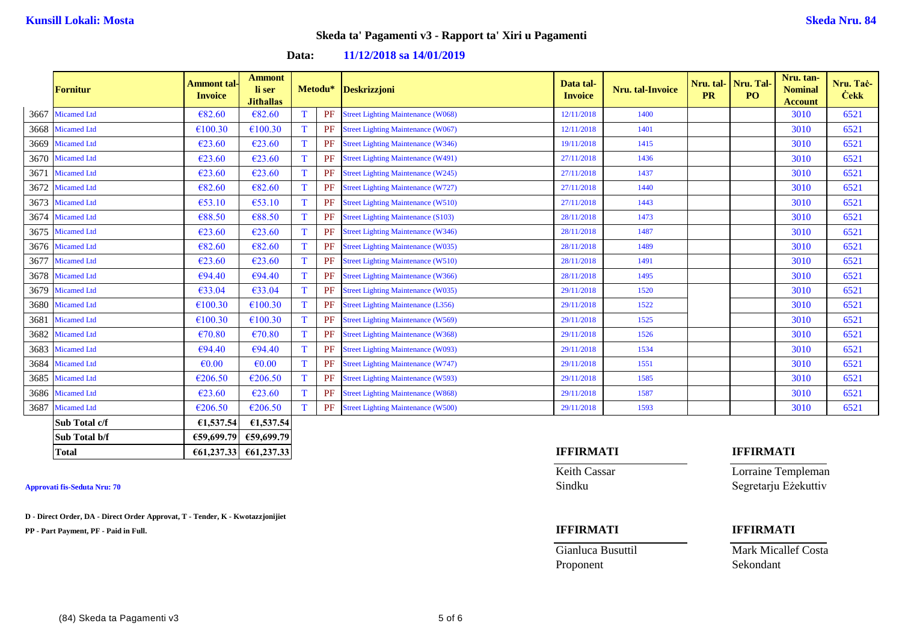**Kunsill Lokali: Mosta** **Skeda Nru. 84**

## Skeda ta' Pagamenti v3 - Rapport ta' Xiri u Pagamenti

**Data:** **11/12/2018 sa 14/01/2019**

| | Fornitur | Ammont tal-Invoice | Ammont li ser Jithallas | Metodu* | | Deskrizzjoni | Data tal-Invoice | Nru. tal-Invoice | Nru. tal-PR | Nru. Tal-PO | Nru. tan-Nominal Account | Nru. Taċ-Ċekk |
|---|---|---|---|---|---|---|---|---|---|---|---|---|
| 3667 | Micamed Ltd | €82.60 | €82.60 | T | PF | Street Lighting Maintenance (W068) | 12/11/2018 | 1400 | | | 3010 | 6521 |
| 3668 | Micamed Ltd | €100.30 | €100.30 | T | PF | Street Lighting Maintenance (W067) | 12/11/2018 | 1401 | | | 3010 | 6521 |
| 3669 | Micamed Ltd | €23.60 | €23.60 | T | PF | Street Lighting Maintenance (W346) | 19/11/2018 | 1415 | | | 3010 | 6521 |
| 3670 | Micamed Ltd | €23.60 | €23.60 | T | PF | Street Lighting Maintenance (W491) | 27/11/2018 | 1436 | | | 3010 | 6521 |
| 3671 | Micamed Ltd | €23.60 | €23.60 | T | PF | Street Lighting Maintenance (W245) | 27/11/2018 | 1437 | | | 3010 | 6521 |
| 3672 | Micamed Ltd | €82.60 | €82.60 | T | PF | Street Lighting Maintenance (W727) | 27/11/2018 | 1440 | | | 3010 | 6521 |
| 3673 | Micamed Ltd | €53.10 | €53.10 | T | PF | Street Lighting Maintenance (W510) | 27/11/2018 | 1443 | | | 3010 | 6521 |
| 3674 | Micamed Ltd | €88.50 | €88.50 | T | PF | Street Lighting Maintenance (S103) | 28/11/2018 | 1473 | | | 3010 | 6521 |
| 3675 | Micamed Ltd | €23.60 | €23.60 | T | PF | Street Lighting Maintenance (W346) | 28/11/2018 | 1487 | | | 3010 | 6521 |
| 3676 | Micamed Ltd | €82.60 | €82.60 | T | PF | Street Lighting Maintenance (W035) | 28/11/2018 | 1489 | | | 3010 | 6521 |
| 3677 | Micamed Ltd | €23.60 | €23.60 | T | PF | Street Lighting Maintenance (W510) | 28/11/2018 | 1491 | | | 3010 | 6521 |
| 3678 | Micamed Ltd | €94.40 | €94.40 | T | PF | Street Lighting Maintenance (W366) | 28/11/2018 | 1495 | | | 3010 | 6521 |
| 3679 | Micamed Ltd | €33.04 | €33.04 | T | PF | Street Lighting Maintenance (W035) | 29/11/2018 | 1520 | | | 3010 | 6521 |
| 3680 | Micamed Ltd | €100.30 | €100.30 | T | PF | Street Lighting Maintenance (L356) | 29/11/2018 | 1522 | | | 3010 | 6521 |
| 3681 | Micamed Ltd | €100.30 | €100.30 | T | PF | Street Lighting Maintenance (W569) | 29/11/2018 | 1525 | | | 3010 | 6521 |
| 3682 | Micamed Ltd | €70.80 | €70.80 | T | PF | Street Lighting Maintenance (W368) | 29/11/2018 | 1526 | | | 3010 | 6521 |
| 3683 | Micamed Ltd | €94.40 | €94.40 | T | PF | Street Lighting Maintenance (W093) | 29/11/2018 | 1534 | | | 3010 | 6521 |
| 3684 | Micamed Ltd | €0.00 | €0.00 | T | PF | Street Lighting Maintenance (W747) | 29/11/2018 | 1551 | | | 3010 | 6521 |
| 3685 | Micamed Ltd | €206.50 | €206.50 | T | PF | Street Lighting Maintenance (W593) | 29/11/2018 | 1585 | | | 3010 | 6521 |
| 3686 | Micamed Ltd | €23.60 | €23.60 | T | PF | Street Lighting Maintenance (W868) | 29/11/2018 | 1587 | | | 3010 | 6521 |
| 3687 | Micamed Ltd | €206.50 | €206.50 | T | PF | Street Lighting Maintenance (W500) | 29/11/2018 | 1593 | | | 3010 | 6521 |
| | **Sub Total c/f** | **€1,537.54** | **€1,537.54** | | | | | | | | | |
| | **Sub Total b/f** | **€59,699.79** | **€59,699.79** | | | | | | | | | |
| | **Total** | **€61,237.33** | **€61,237.33** | | | | | | | | | |

**Approvati fis-Seduta Nru: 70**

**D - Direct Order, DA - Direct Order Approvat, T - Tender, K - Kwotazzjonijiet**

**PP - Part Payment, PF - Paid in Full.**

**IFFIRMATI**

Keith Cassar
Sindku

**IFFIRMATI**

Lorraine Templeman
Segretarju Eżekuttiv

**IFFIRMATI**

Gianluca Busuttil
Proponent

**IFFIRMATI**

Mark Micallef Costa
Sekondant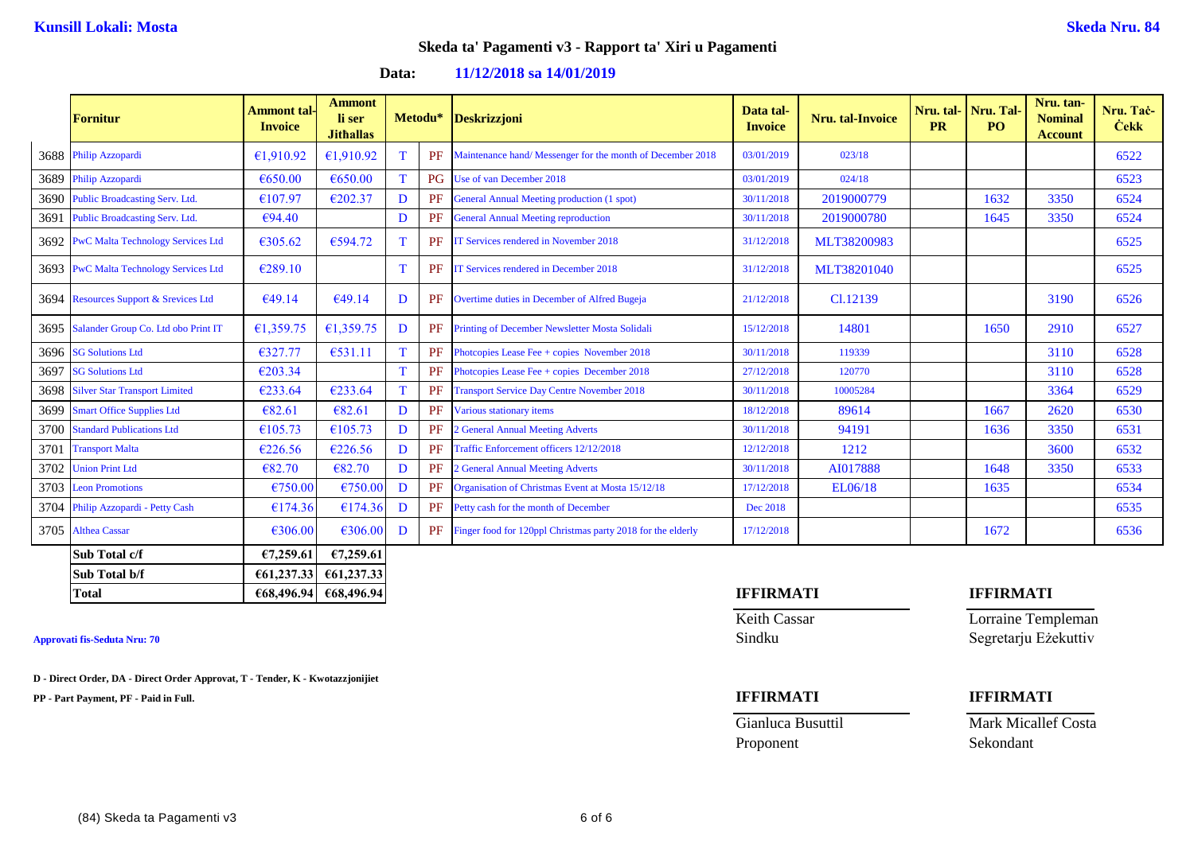**Kunsill Lokali: Mosta** **Skeda Nru. 84**

## Skeda ta' Pagamenti v3 - Rapport ta' Xiri u Pagamenti

**Data: 11/12/2018 sa 14/01/2019**

| | Fornitur | Ammont tal-Invoice | Ammont li ser Jithallas | Metodu* | | Deskrizzjoni | Data tal-Invoice | Nru. tal-Invoice | Nru. tal-PR | Nru. Tal-PO | Nru. tan-Nominal Account | Nru. Taċ-Ċekk |
|---|---|---|---|---|---|---|---|---|---|---|---|---|
| 3688 | Philip Azzopardi | €1,910.92 | €1,910.92 | T | PF | Maintenance hand/ Messenger for the month of December 2018 | 03/01/2019 | 023/18 | | | | 6522 |
| 3689 | Philip Azzopardi | €650.00 | €650.00 | T | PG | Use of van December 2018 | 03/01/2019 | 024/18 | | | | 6523 |
| 3690 | Public Broadcasting Serv. Ltd. | €107.97 | €202.37 | D | PF | General Annual Meeting production (1 spot) | 30/11/2018 | 2019000779 | | 1632 | 3350 | 6524 |
| 3691 | Public Broadcasting Serv. Ltd. | €94.40 | | D | PF | General Annual Meeting reproduction | 30/11/2018 | 2019000780 | | 1645 | 3350 | 6524 |
| 3692 | PwC Malta Technology Services Ltd | €305.62 | €594.72 | T | PF | IT Services rendered in November 2018 | 31/12/2018 | MLT38200983 | | | | 6525 |
| 3693 | PwC Malta Technology Services Ltd | €289.10 | | T | PF | IT Services rendered in December 2018 | 31/12/2018 | MLT38201040 | | | | 6525 |
| 3694 | Resources Support & Srevices Ltd | €49.14 | €49.14 | D | PF | Overtime duties in December of Alfred Bugeja | 21/12/2018 | Cl.12139 | | | 3190 | 6526 |
| 3695 | Salander Group Co. Ltd obo Print IT | €1,359.75 | €1,359.75 | D | PF | Printing of December Newsletter Mosta Solidali | 15/12/2018 | 14801 | | 1650 | 2910 | 6527 |
| 3696 | SG Solutions Ltd | €327.77 | €531.11 | T | PF | Photcopies Lease Fee + copies November 2018 | 30/11/2018 | 119339 | | | 3110 | 6528 |
| 3697 | SG Solutions Ltd | €203.34 | | T | PF | Photcopies Lease Fee + copies December 2018 | 27/12/2018 | 120770 | | | 3110 | 6528 |
| 3698 | Silver Star Transport Limited | €233.64 | €233.64 | T | PF | Transport Service Day Centre November 2018 | 30/11/2018 | 10005284 | | | 3364 | 6529 |
| 3699 | Smart Office Supplies Ltd | €82.61 | €82.61 | D | PF | Various stationary items | 18/12/2018 | 89614 | | 1667 | 2620 | 6530 |
| 3700 | Standard Publications Ltd | €105.73 | €105.73 | D | PF | 2 General Annual Meeting Adverts | 30/11/2018 | 94191 | | 1636 | 3350 | 6531 |
| 3701 | Transport Malta | €226.56 | €226.56 | D | PF | Traffic Enforcement officers 12/12/2018 | 12/12/2018 | 1212 | | | 3600 | 6532 |
| 3702 | Union Print Ltd | €82.70 | €82.70 | D | PF | 2 General Annual Meeting Adverts | 30/11/2018 | AI017888 | | 1648 | 3350 | 6533 |
| 3703 | Leon Promotions | €750.00 | €750.00 | D | PF | Organisation of Christmas Event at Mosta 15/12/18 | 17/12/2018 | EL06/18 | | 1635 | | 6534 |
| 3704 | Philip Azzopardi - Petty Cash | €174.36 | €174.36 | D | PF | Petty cash for the month of December | Dec 2018 | | | | | 6535 |
| 3705 | Althea Cassar | €306.00 | €306.00 | D | PF | Finger food for 120ppl Christmas party 2018 for the elderly | 17/12/2018 | | | 1672 | | 6536 |
| | **Sub Total c/f** | **€7,259.61** | **€7,259.61** | | | | | | | | | |
| | **Sub Total b/f** | **€61,237.33** | **€61,237.33** | | | | | | | | | |
| | **Total** | **€68,496.94** | **€68,496.94** | | | | | | | | | |

**Approvati fis-Seduta Nru: 70**

**D - Direct Order, DA - Direct Order Approvat, T - Tender, K - Kwotazzjonijiet**

**PP - Part Payment, PF - Paid in Full.**

**IFFIRMATI**

Keith Cassar
Sindku

**IFFIRMATI**

Lorraine Templeman
Segretarju Eżekuttiv

**IFFIRMATI**

Gianluca Busuttil
Proponent

**IFFIRMATI**

Mark Micallef Costa
Sekondant

(84) Skeda ta Pagamenti v3